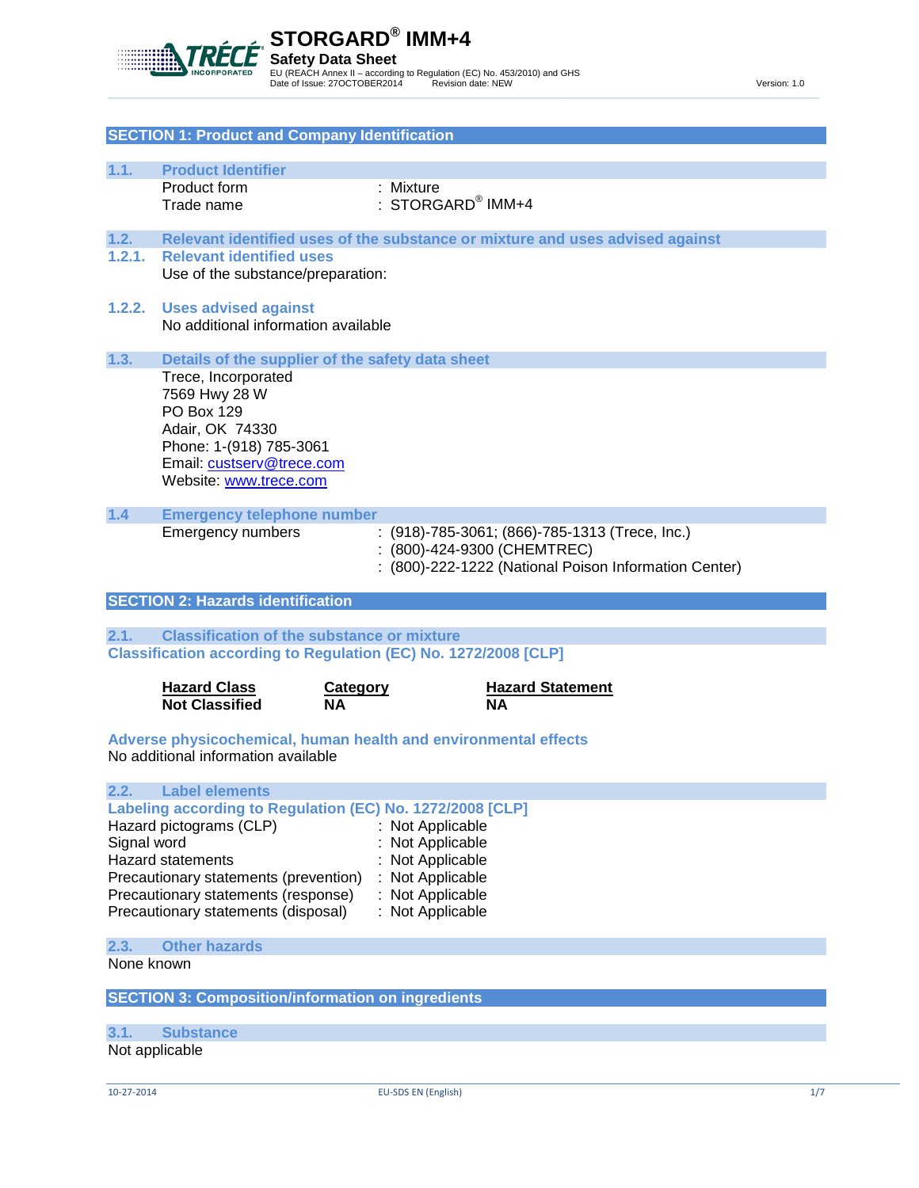# STORGARD® IMM+4

**Safety Data Sheet**

EU (REACH Annex II – according to Regulation (EC) No. 453/2010) and GHS

Date of Issue: 27OCTOBER2014 Revision date: NEW Version: 1.0

## SECTION 1: Product and Company Identification

### 1.1. Product Identifier

Product form : Mixture

Trade name : STORGARD® IMM+4

### 1.2. Relevant identified uses of the substance or mixture and uses advised against

#### 1.2.1. Relevant identified uses

Use of the substance/preparation:

#### 1.2.2. Uses advised against

No additional information available

### 1.3. Details of the supplier of the safety data sheet

Trece, Incorporated
7569 Hwy 28 W
PO Box 129
Adair, OK 74330
Phone: 1-(918) 785-3061
Email: custserv@trece.com
Website: www.trece.com

### 1.4 Emergency telephone number

Emergency numbers : (918)-785-3061; (866)-785-1313 (Trece, Inc.)
: (800)-424-9300 (CHEMTREC)
: (800)-222-1222 (National Poison Information Center)

## SECTION 2: Hazards identification

### 2.1. Classification of the substance or mixture

**Classification according to Regulation (EC) No. 1272/2008 [CLP]**

| Hazard Class | Category | Hazard Statement |
|---|---|---|
| **Not Classified** | **NA** | **NA** |

**Adverse physicochemical, human health and environmental effects**

No additional information available

### 2.2. Label elements

**Labeling according to Regulation (EC) No. 1272/2008 [CLP]**

Hazard pictograms (CLP) : Not Applicable
Signal word : Not Applicable
Hazard statements : Not Applicable
Precautionary statements (prevention) : Not Applicable
Precautionary statements (response) : Not Applicable
Precautionary statements (disposal) : Not Applicable

### 2.3. Other hazards

None known

## SECTION 3: Composition/information on ingredients

### 3.1. Substance

Not applicable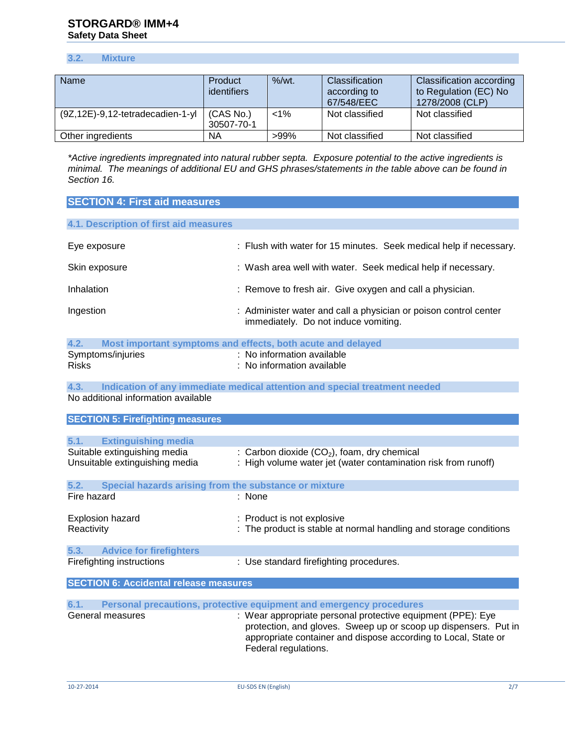### 3.2. Mixture

| Name | Product identifiers | %/wt. | Classification according to 67/548/EEC | Classification according to Regulation (EC) No 1278/2008 (CLP) |
|---|---|---|---|---|
| (9Z,12E)-9,12-tetradecadien-1-yl | (CAS No.) 30507-70-1 | <1% | Not classified | Not classified |
| Other ingredients | NA | >99% | Not classified | Not classified |

*\*Active ingredients impregnated into natural rubber septa. Exposure potential to the active ingredients is minimal. The meanings of additional EU and GHS phrases/statements in the table above can be found in Section 16.*

## SECTION 4: First aid measures

### 4.1. Description of first aid measures

Eye exposure : Flush with water for 15 minutes. Seek medical help if necessary.

Skin exposure : Wash area well with water. Seek medical help if necessary.

Inhalation : Remove to fresh air. Give oxygen and call a physician.

Ingestion : Administer water and call a physician or poison control center immediately. Do not induce vomiting.

### 4.2. Most important symptoms and effects, both acute and delayed

Symptoms/injuries : No information available
Risks : No information available

### 4.3. Indication of any immediate medical attention and special treatment needed

No additional information available

## SECTION 5: Firefighting measures

### 5.1. Extinguishing media

Suitable extinguishing media : Carbon dioxide ($CO_2$), foam, dry chemical
Unsuitable extinguishing media : High volume water jet (water contamination risk from runoff)

### 5.2. Special hazards arising from the substance or mixture

Fire hazard : None

Explosion hazard : Product is not explosive
Reactivity : The product is stable at normal handling and storage conditions

### 5.3. Advice for firefighters

Firefighting instructions : Use standard firefighting procedures.

## SECTION 6: Accidental release measures

### 6.1. Personal precautions, protective equipment and emergency procedures

General measures : Wear appropriate personal protective equipment (PPE): Eye protection, and gloves. Sweep up or scoop up dispensers. Put in appropriate container and dispose according to Local, State or Federal regulations.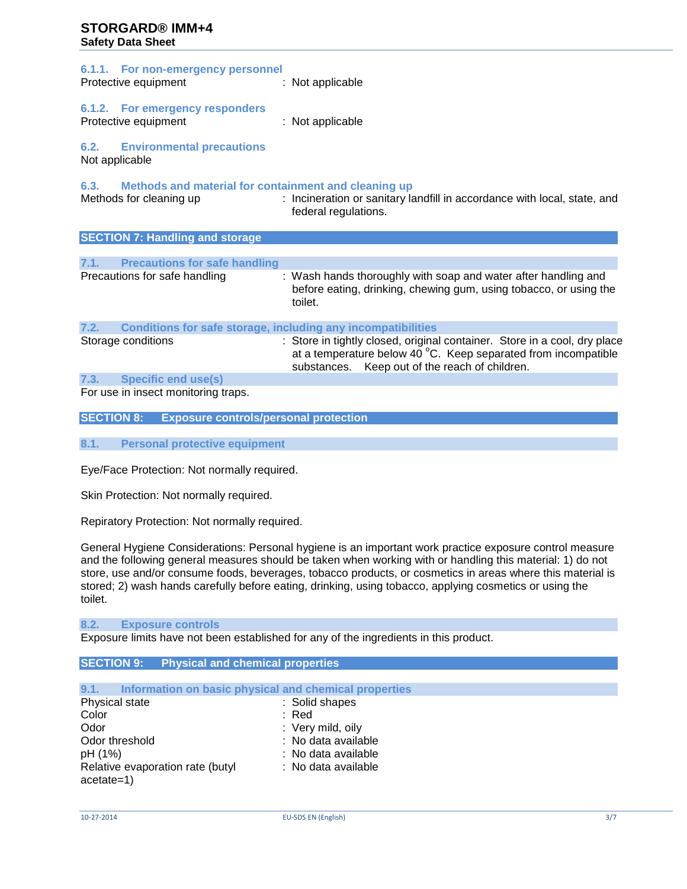#### 6.1.1. For non-emergency personnel

Protective equipment : Not applicable

#### 6.1.2. For emergency responders

Protective equipment : Not applicable

### 6.2. Environmental precautions

Not applicable

### 6.3. Methods and material for containment and cleaning up

Methods for cleaning up : Incineration or sanitary landfill in accordance with local, state, and federal regulations.

## SECTION 7: Handling and storage

### 7.1. Precautions for safe handling

Precautions for safe handling : Wash hands thoroughly with soap and water after handling and before eating, drinking, chewing gum, using tobacco, or using the toilet.

### 7.2. Conditions for safe storage, including any incompatibilities

Storage conditions : Store in tightly closed, original container. Store in a cool, dry place at a temperature below 40 °C. Keep separated from incompatible substances. Keep out of the reach of children.

### 7.3. Specific end use(s)

For use in insect monitoring traps.

## SECTION 8: Exposure controls/personal protection

### 8.1. Personal protective equipment

Eye/Face Protection: Not normally required.

Skin Protection: Not normally required.

Repiratory Protection: Not normally required.

General Hygiene Considerations: Personal hygiene is an important work practice exposure control measure and the following general measures should be taken when working with or handling this material: 1) do not store, use and/or consume foods, beverages, tobacco products, or cosmetics in areas where this material is stored; 2) wash hands carefully before eating, drinking, using tobacco, applying cosmetics or using the toilet.

### 8.2. Exposure controls

Exposure limits have not been established for any of the ingredients in this product.

## SECTION 9: Physical and chemical properties

### 9.1. Information on basic physical and chemical properties

Physical state : Solid shapes

Color : Red

Odor : Very mild, oily

Odor threshold : No data available

pH (1%) : No data available

Relative evaporation rate (butyl acetate=1) : No data available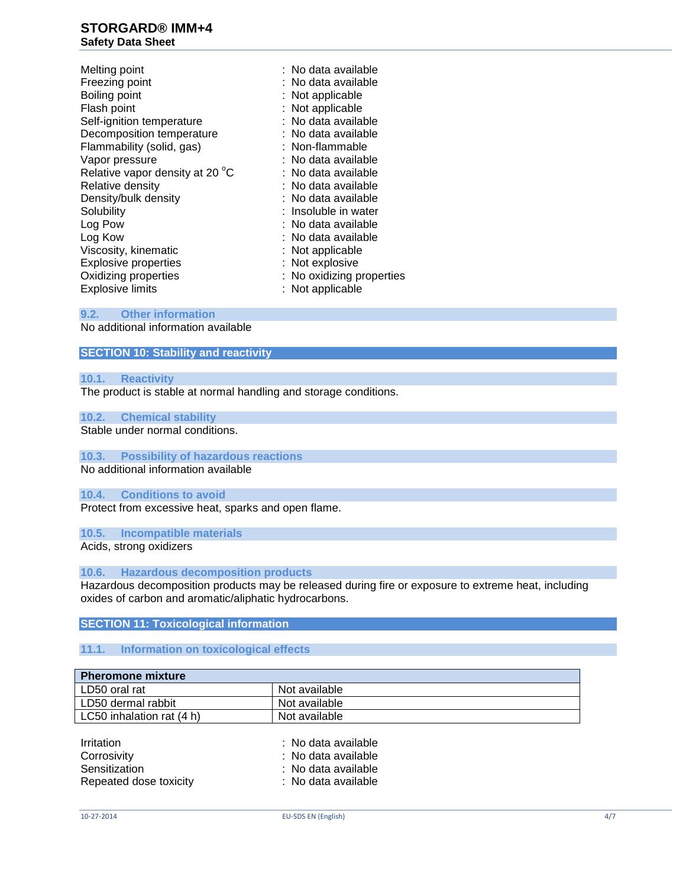| | |
|---|---|
| Melting point | : No data available |
| Freezing point | : No data available |
| Boiling point | : Not applicable |
| Flash point | : Not applicable |
| Self-ignition temperature | : No data available |
| Decomposition temperature | : No data available |
| Flammability (solid, gas) | : Non-flammable |
| Vapor pressure | : No data available |
| Relative vapor density at 20 °C | : No data available |
| Relative density | : No data available |
| Density/bulk density | : No data available |
| Solubility | : Insoluble in water |
| Log Pow | : No data available |
| Log Kow | : No data available |
| Viscosity, kinematic | : Not applicable |
| Explosive properties | : Not explosive |
| Oxidizing properties | : No oxidizing properties |
| Explosive limits | : Not applicable |

### 9.2. Other information

No additional information available

## SECTION 10: Stability and reactivity

### 10.1. Reactivity

The product is stable at normal handling and storage conditions.

### 10.2. Chemical stability

Stable under normal conditions.

### 10.3. Possibility of hazardous reactions

No additional information available

### 10.4. Conditions to avoid

Protect from excessive heat, sparks and open flame.

### 10.5. Incompatible materials

Acids, strong oxidizers

### 10.6. Hazardous decomposition products

Hazardous decomposition products may be released during fire or exposure to extreme heat, including oxides of carbon and aromatic/aliphatic hydrocarbons.

## SECTION 11: Toxicological information

### 11.1. Information on toxicological effects

| Pheromone mixture | |
|---|---|
| LD50 oral rat | Not available |
| LD50 dermal rabbit | Not available |
| LC50 inhalation rat (4 h) | Not available |

| | |
|---|---|
| Irritation | : No data available |
| Corrosivity | : No data available |
| Sensitization | : No data available |
| Repeated dose toxicity | : No data available |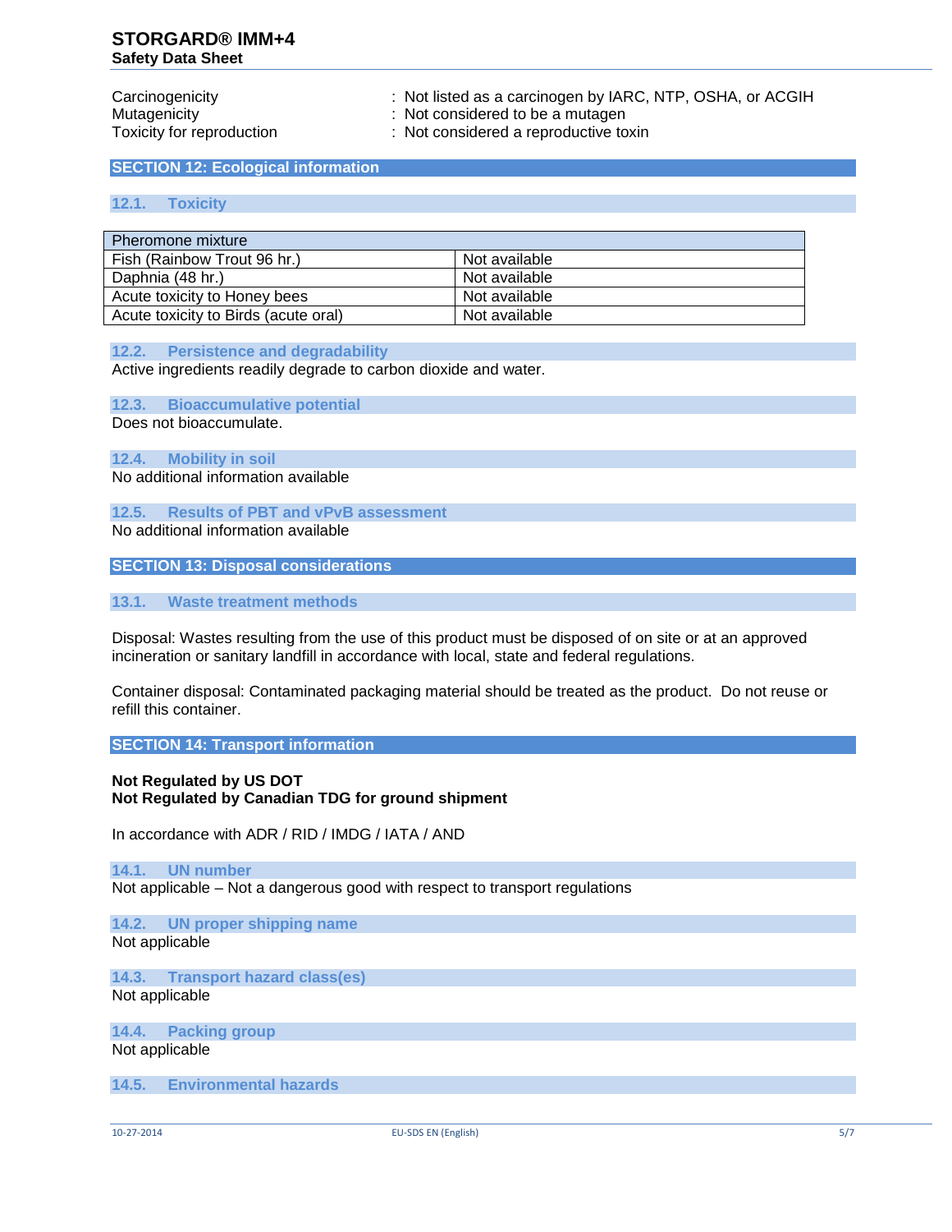Carcinogenicity : Not listed as a carcinogen by IARC, NTP, OSHA, or ACGIH
Mutagenicity : Not considered to be a mutagen
Toxicity for reproduction : Not considered a reproductive toxin

## SECTION 12: Ecological information

### 12.1. Toxicity

| Pheromone mixture | |
|---|---|
| Fish (Rainbow Trout 96 hr.) | Not available |
| Daphnia (48 hr.) | Not available |
| Acute toxicity to Honey bees | Not available |
| Acute toxicity to Birds (acute oral) | Not available |

### 12.2. Persistence and degradability

Active ingredients readily degrade to carbon dioxide and water.

### 12.3. Bioaccumulative potential

Does not bioaccumulate.

### 12.4. Mobility in soil

No additional information available

### 12.5. Results of PBT and vPvB assessment

No additional information available

## SECTION 13: Disposal considerations

### 13.1. Waste treatment methods

Disposal: Wastes resulting from the use of this product must be disposed of on site or at an approved incineration or sanitary landfill in accordance with local, state and federal regulations.

Container disposal: Contaminated packaging material should be treated as the product. Do not reuse or refill this container.

## SECTION 14: Transport information

**Not Regulated by US DOT**
**Not Regulated by Canadian TDG for ground shipment**

In accordance with ADR / RID / IMDG / IATA / AND

### 14.1. UN number

Not applicable – Not a dangerous good with respect to transport regulations

### 14.2. UN proper shipping name

Not applicable

### 14.3. Transport hazard class(es)

Not applicable

### 14.4. Packing group

Not applicable

### 14.5. Environmental hazards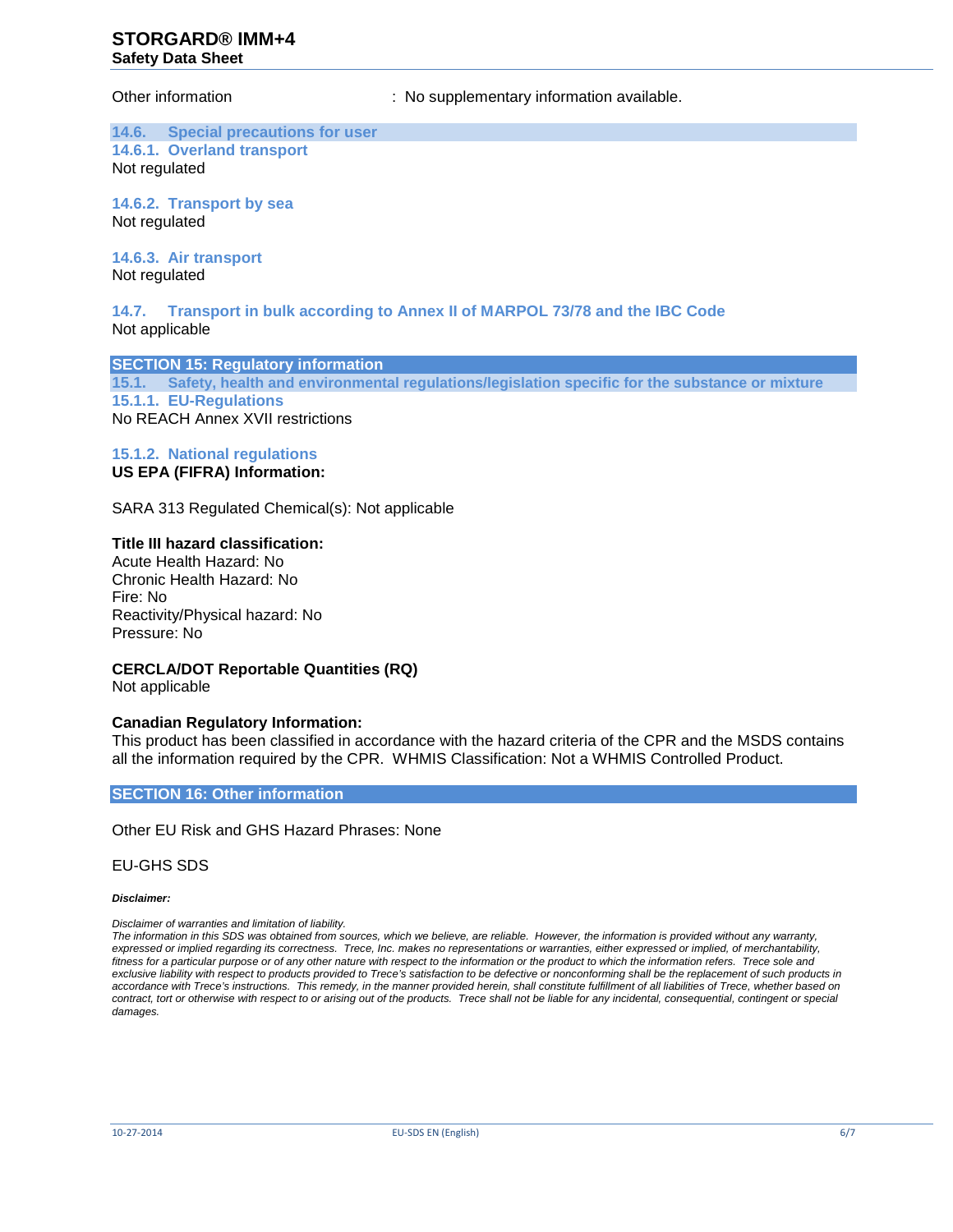Other information : No supplementary information available.

### 14.6. Special precautions for user

#### 14.6.1. Overland transport

Not regulated

#### 14.6.2. Transport by sea

Not regulated

#### 14.6.3. Air transport

Not regulated

### 14.7. Transport in bulk according to Annex II of MARPOL 73/78 and the IBC Code

Not applicable

## SECTION 15: Regulatory information

### 15.1. Safety, health and environmental regulations/legislation specific for the substance or mixture

#### 15.1.1. EU-Regulations

No REACH Annex XVII restrictions

#### 15.1.2. National regulations

**US EPA (FIFRA) Information:**

SARA 313 Regulated Chemical(s): Not applicable

**Title III hazard classification:**
Acute Health Hazard: No
Chronic Health Hazard: No
Fire: No
Reactivity/Physical hazard: No
Pressure: No

**CERCLA/DOT Reportable Quantities (RQ)**
Not applicable

**Canadian Regulatory Information:**
This product has been classified in accordance with the hazard criteria of the CPR and the MSDS contains all the information required by the CPR. WHMIS Classification: Not a WHMIS Controlled Product.

## SECTION 16: Other information

Other EU Risk and GHS Hazard Phrases: None

EU-GHS SDS

***Disclaimer:***

*Disclaimer of warranties and limitation of liability.*
*The information in this SDS was obtained from sources, which we believe, are reliable. However, the information is provided without any warranty, expressed or implied regarding its correctness. Trece, Inc. makes no representations or warranties, either expressed or implied, of merchantability, fitness for a particular purpose or of any other nature with respect to the information or the product to which the information refers. Trece sole and exclusive liability with respect to products provided to Trece's satisfaction to be defective or nonconforming shall be the replacement of such products in accordance with Trece's instructions. This remedy, in the manner provided herein, shall constitute fulfillment of all liabilities of Trece, whether based on contract, tort or otherwise with respect to or arising out of the products. Trece shall not be liable for any incidental, consequential, contingent or special damages.*